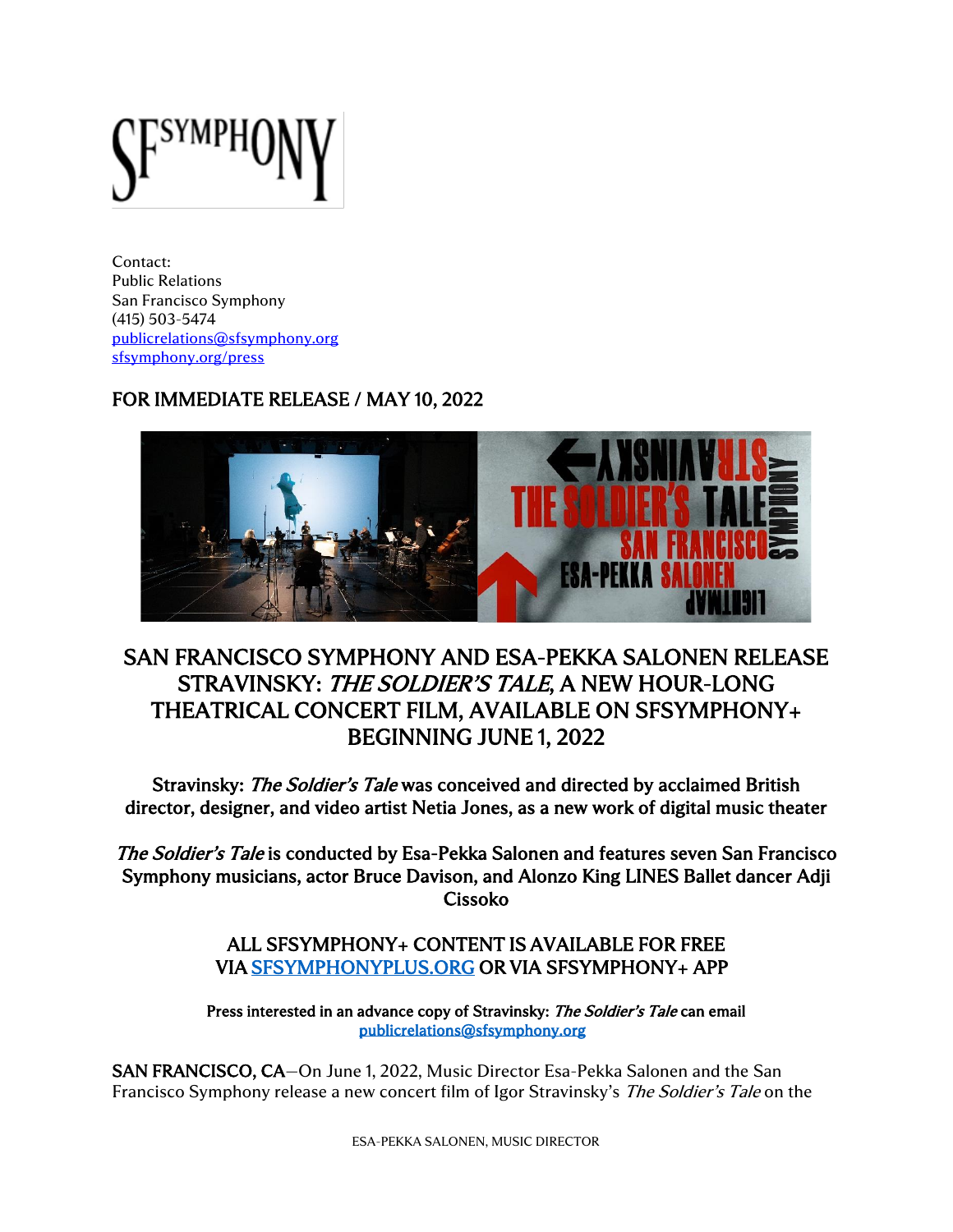Contact:
Public Relations
San Francisco Symphony
(415) 503-5474
publicrelations@sfsymphony.org
sfsymphony.org/press

FOR IMMEDIATE RELEASE / MAY 10, 2022

# SAN FRANCISCO SYMPHONY AND ESA-PEKKA SALONEN RELEASE STRAVINSKY: *THE SOLDIER'S TALE*, A NEW HOUR-LONG THEATRICAL CONCERT FILM, AVAILABLE ON SFSYMPHONY+ BEGINNING JUNE 1, 2022

**Stravinsky: *The Soldier's Tale* was conceived and directed by acclaimed British director, designer, and video artist Netia Jones, as a new work of digital music theater**

***The Soldier's Tale* is conducted by Esa-Pekka Salonen and features seven San Francisco Symphony musicians, actor Bruce Davison, and Alonzo King LINES Ballet dancer Adji Cissoko**

**ALL SFSYMPHONY+ CONTENT IS AVAILABLE FOR FREE VIA [SFSYMPHONYPLUS.ORG](https://sfsymphonyplus.org) OR VIA SFSYMPHONY+ APP**

**Press interested in an advance copy of Stravinsky: *The Soldier's Tale* can email publicrelations@sfsymphony.org**

**SAN FRANCISCO, CA**—On June 1, 2022, Music Director Esa-Pekka Salonen and the San Francisco Symphony release a new concert film of Igor Stravinsky's *The Soldier's Tale* on the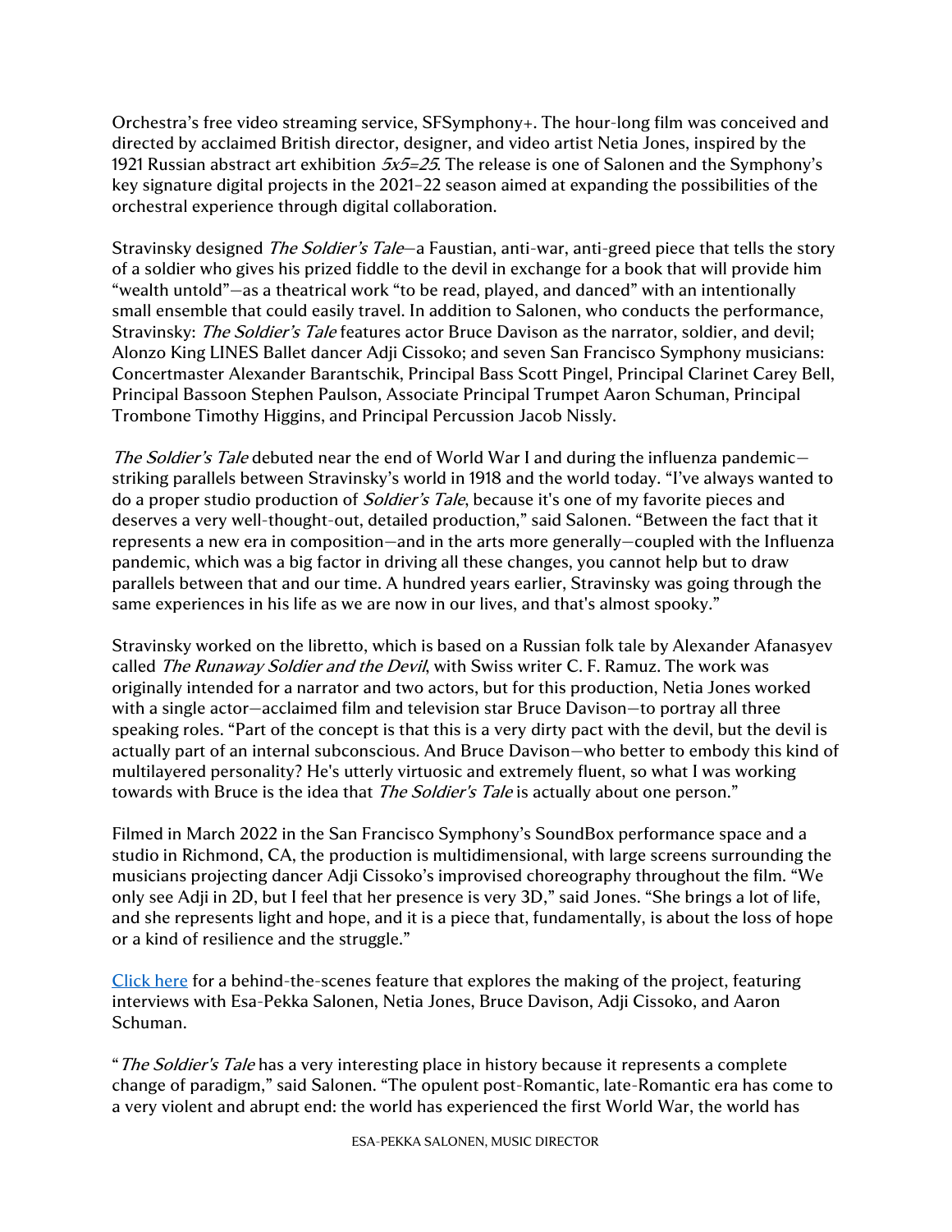Orchestra's free video streaming service, SFSymphony+. The hour-long film was conceived and directed by acclaimed British director, designer, and video artist Netia Jones, inspired by the 1921 Russian abstract art exhibition *5x5=25*. The release is one of Salonen and the Symphony's key signature digital projects in the 2021–22 season aimed at expanding the possibilities of the orchestral experience through digital collaboration.

Stravinsky designed *The Soldier's Tale*—a Faustian, anti-war, anti-greed piece that tells the story of a soldier who gives his prized fiddle to the devil in exchange for a book that will provide him "wealth untold"—as a theatrical work "to be read, played, and danced" with an intentionally small ensemble that could easily travel. In addition to Salonen, who conducts the performance, Stravinsky: *The Soldier's Tale* features actor Bruce Davison as the narrator, soldier, and devil; Alonzo King LINES Ballet dancer Adji Cissoko; and seven San Francisco Symphony musicians: Concertmaster Alexander Barantschik, Principal Bass Scott Pingel, Principal Clarinet Carey Bell, Principal Bassoon Stephen Paulson, Associate Principal Trumpet Aaron Schuman, Principal Trombone Timothy Higgins, and Principal Percussion Jacob Nissly.

*The Soldier's Tale* debuted near the end of World War I and during the influenza pandemic—striking parallels between Stravinsky's world in 1918 and the world today. "I've always wanted to do a proper studio production of *Soldier's Tale*, because it's one of my favorite pieces and deserves a very well-thought-out, detailed production," said Salonen. "Between the fact that it represents a new era in composition—and in the arts more generally—coupled with the Influenza pandemic, which was a big factor in driving all these changes, you cannot help but to draw parallels between that and our time. A hundred years earlier, Stravinsky was going through the same experiences in his life as we are now in our lives, and that's almost spooky."

Stravinsky worked on the libretto, which is based on a Russian folk tale by Alexander Afanasyev called *The Runaway Soldier and the Devil*, with Swiss writer C. F. Ramuz. The work was originally intended for a narrator and two actors, but for this production, Netia Jones worked with a single actor—acclaimed film and television star Bruce Davison—to portray all three speaking roles. "Part of the concept is that this is a very dirty pact with the devil, but the devil is actually part of an internal subconscious. And Bruce Davison—who better to embody this kind of multilayered personality? He's utterly virtuosic and extremely fluent, so what I was working towards with Bruce is the idea that *The Soldier's Tale* is actually about one person."

Filmed in March 2022 in the San Francisco Symphony's SoundBox performance space and a studio in Richmond, CA, the production is multidimensional, with large screens surrounding the musicians projecting dancer Adji Cissoko's improvised choreography throughout the film. "We only see Adji in 2D, but I feel that her presence is very 3D," said Jones. "She brings a lot of life, and she represents light and hope, and it is a piece that, fundamentally, is about the loss of hope or a kind of resilience and the struggle."

Click here for a behind-the-scenes feature that explores the making of the project, featuring interviews with Esa-Pekka Salonen, Netia Jones, Bruce Davison, Adji Cissoko, and Aaron Schuman.

"*The Soldier's Tale* has a very interesting place in history because it represents a complete change of paradigm," said Salonen. "The opulent post-Romantic, late-Romantic era has come to a very violent and abrupt end: the world has experienced the first World War, the world has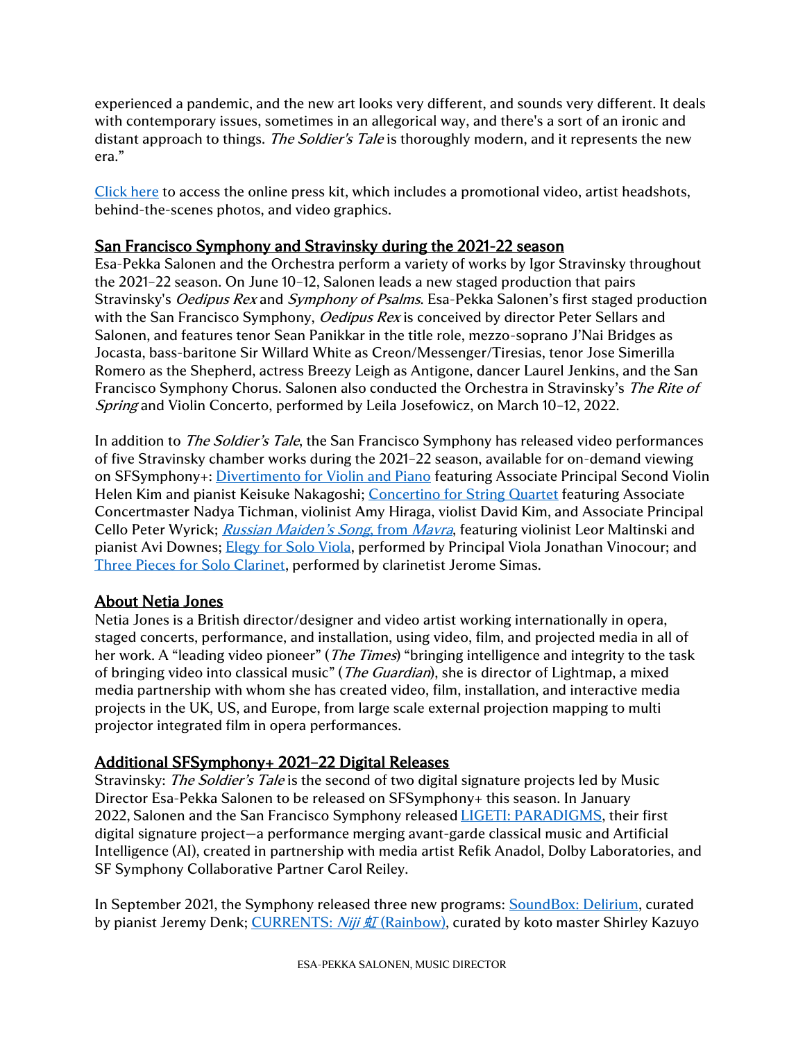experienced a pandemic, and the new art looks very different, and sounds very different. It deals with contemporary issues, sometimes in an allegorical way, and there's a sort of an ironic and distant approach to things. *The Soldier's Tale* is thoroughly modern, and it represents the new era."

Click here to access the online press kit, which includes a promotional video, artist headshots, behind-the-scenes photos, and video graphics.

## San Francisco Symphony and Stravinsky during the 2021-22 season

Esa-Pekka Salonen and the Orchestra perform a variety of works by Igor Stravinsky throughout the 2021–22 season. On June 10–12, Salonen leads a new staged production that pairs Stravinsky's *Oedipus Rex* and *Symphony of Psalms*. Esa-Pekka Salonen's first staged production with the San Francisco Symphony, *Oedipus Rex* is conceived by director Peter Sellars and Salonen, and features tenor Sean Panikkar in the title role, mezzo-soprano J'Nai Bridges as Jocasta, bass-baritone Sir Willard White as Creon/Messenger/Tiresias, tenor Jose Simerilla Romero as the Shepherd, actress Breezy Leigh as Antigone, dancer Laurel Jenkins, and the San Francisco Symphony Chorus. Salonen also conducted the Orchestra in Stravinsky's *The Rite of Spring* and Violin Concerto, performed by Leila Josefowicz, on March 10–12, 2022.

In addition to *The Soldier's Tale*, the San Francisco Symphony has released video performances of five Stravinsky chamber works during the 2021–22 season, available for on-demand viewing on SFSymphony+: Divertimento for Violin and Piano featuring Associate Principal Second Violin Helen Kim and pianist Keisuke Nakagoshi; Concertino for String Quartet featuring Associate Concertmaster Nadya Tichman, violinist Amy Hiraga, violist David Kim, and Associate Principal Cello Peter Wyrick; *Russian Maiden's Song*, from *Mavra*, featuring violinist Leor Maltinski and pianist Avi Downes; Elegy for Solo Viola, performed by Principal Viola Jonathan Vinocour; and Three Pieces for Solo Clarinet, performed by clarinetist Jerome Simas.

## About Netia Jones

Netia Jones is a British director/designer and video artist working internationally in opera, staged concerts, performance, and installation, using video, film, and projected media in all of her work. A "leading video pioneer" (*The Times*) "bringing intelligence and integrity to the task of bringing video into classical music" (*The Guardian*), she is director of Lightmap, a mixed media partnership with whom she has created video, film, installation, and interactive media projects in the UK, US, and Europe, from large scale external projection mapping to multi projector integrated film in opera performances.

## Additional SFSymphony+ 2021–22 Digital Releases

Stravinsky: *The Soldier's Tale* is the second of two digital signature projects led by Music Director Esa-Pekka Salonen to be released on SFSymphony+ this season. In January 2022, Salonen and the San Francisco Symphony released LIGETI: PARADIGMS, their first digital signature project—a performance merging avant-garde classical music and Artificial Intelligence (AI), created in partnership with media artist Refik Anadol, Dolby Laboratories, and SF Symphony Collaborative Partner Carol Reiley.

In September 2021, the Symphony released three new programs: SoundBox: Delirium, curated by pianist Jeremy Denk; CURRENTS: *Niji 虹* (Rainbow), curated by koto master Shirley Kazuyo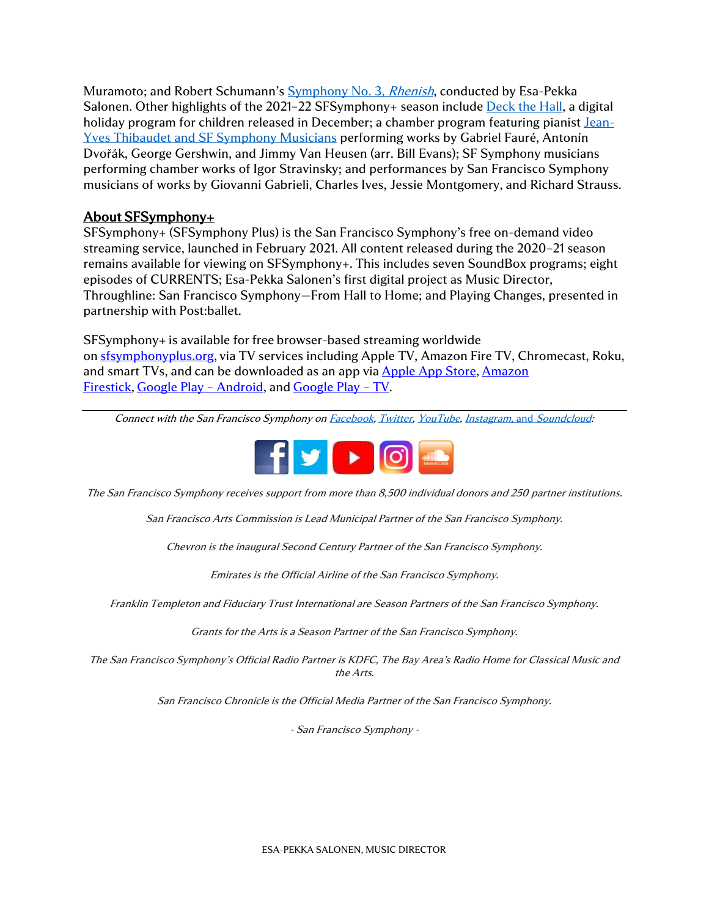Muramoto; and Robert Schumann's Symphony No. 3, *Rhenish*, conducted by Esa-Pekka Salonen. Other highlights of the 2021–22 SFSymphony+ season include Deck the Hall, a digital holiday program for children released in December; a chamber program featuring pianist Jean-Yves Thibaudet and SF Symphony Musicians performing works by Gabriel Fauré, Antonín Dvořák, George Gershwin, and Jimmy Van Heusen (arr. Bill Evans); SF Symphony musicians performing chamber works of Igor Stravinsky; and performances by San Francisco Symphony musicians of works by Giovanni Gabrieli, Charles Ives, Jessie Montgomery, and Richard Strauss.

## About SFSymphony+

SFSymphony+ (SFSymphony Plus) is the San Francisco Symphony's free on-demand video streaming service, launched in February 2021. All content released during the 2020–21 season remains available for viewing on SFSymphony+. This includes seven SoundBox programs; eight episodes of CURRENTS; Esa-Pekka Salonen's first digital project as Music Director, Throughline: San Francisco Symphony—From Hall to Home; and Playing Changes, presented in partnership with Post:ballet.

SFSymphony+ is available for free browser-based streaming worldwide on sfsymphonyplus.org, via TV services including Apple TV, Amazon Fire TV, Chromecast, Roku, and smart TVs, and can be downloaded as an app via Apple App Store, Amazon Firestick, Google Play – Android, and Google Play – TV.

---

*Connect with the San Francisco Symphony on Facebook, Twitter, YouTube, Instagram, and Soundcloud:*

*The San Francisco Symphony receives support from more than 8,500 individual donors and 250 partner institutions.*

*San Francisco Arts Commission is Lead Municipal Partner of the San Francisco Symphony.*

*Chevron is the inaugural Second Century Partner of the San Francisco Symphony.*

*Emirates is the Official Airline of the San Francisco Symphony.*

*Franklin Templeton and Fiduciary Trust International are Season Partners of the San Francisco Symphony.*

*Grants for the Arts is a Season Partner of the San Francisco Symphony.*

*The San Francisco Symphony's Official Radio Partner is KDFC, The Bay Area's Radio Home for Classical Music and the Arts.*

*San Francisco Chronicle is the Official Media Partner of the San Francisco Symphony.*

*- San Francisco Symphony -*

ESA-PEKKA SALONEN, MUSIC DIRECTOR